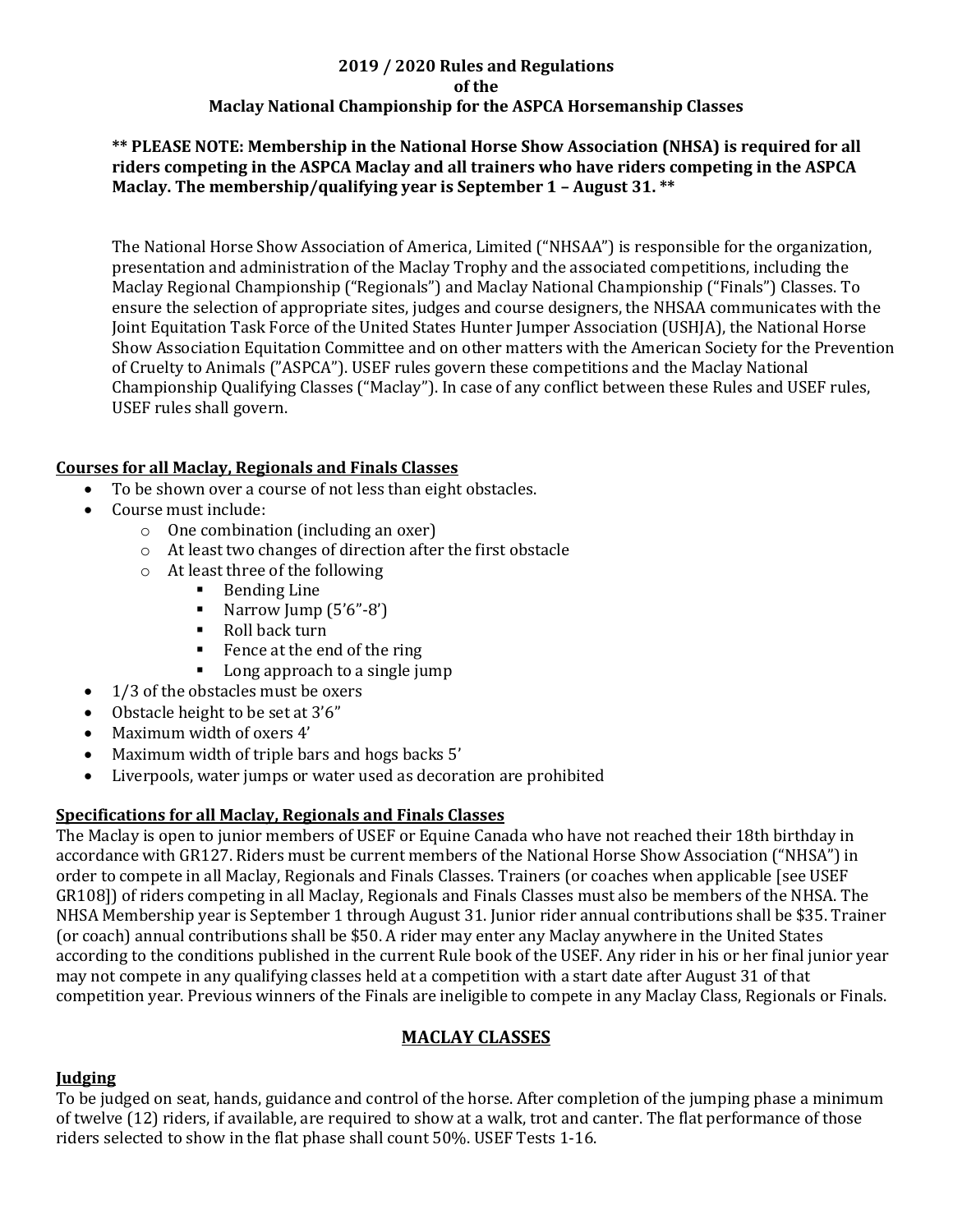# 2019 / 2020 Rules and Regulations of the Maclay National Championship for the ASPCA Horsemanship Classes

**** PLEASE NOTE: Membership in the National Horse Show Association (NHSA) is required for all riders competing in the ASPCA Maclay and all trainers who have riders competing in the ASPCA Maclay. The membership/qualifying year is September 1 – August 31. ****

The National Horse Show Association of America, Limited ("NHSAA") is responsible for the organization, presentation and administration of the Maclay Trophy and the associated competitions, including the Maclay Regional Championship ("Regionals") and Maclay National Championship ("Finals") Classes. To ensure the selection of appropriate sites, judges and course designers, the NHSAA communicates with the Joint Equitation Task Force of the United States Hunter Jumper Association (USHJA), the National Horse Show Association Equitation Committee and on other matters with the American Society for the Prevention of Cruelty to Animals ("ASPCA"). USEF rules govern these competitions and the Maclay National Championship Qualifying Classes ("Maclay"). In case of any conflict between these Rules and USEF rules, USEF rules shall govern.

## Courses for all Maclay, Regionals and Finals Classes

- To be shown over a course of not less than eight obstacles.
- Course must include:
  - One combination (including an oxer)
  - At least two changes of direction after the first obstacle
  - At least three of the following
    - Bending Line
    - Narrow Jump (5'6"-8')
    - Roll back turn
    - Fence at the end of the ring
    - Long approach to a single jump
- 1/3 of the obstacles must be oxers
- Obstacle height to be set at 3'6"
- Maximum width of oxers 4'
- Maximum width of triple bars and hogs backs 5'
- Liverpools, water jumps or water used as decoration are prohibited

## Specifications for all Maclay, Regionals and Finals Classes

The Maclay is open to junior members of USEF or Equine Canada who have not reached their 18th birthday in accordance with GR127. Riders must be current members of the National Horse Show Association ("NHSA") in order to compete in all Maclay, Regionals and Finals Classes. Trainers (or coaches when applicable [see USEF GR108]) of riders competing in all Maclay, Regionals and Finals Classes must also be members of the NHSA. The NHSA Membership year is September 1 through August 31. Junior rider annual contributions shall be $35. Trainer (or coach) annual contributions shall be $50. A rider may enter any Maclay anywhere in the United States according to the conditions published in the current Rule book of the USEF. Any rider in his or her final junior year may not compete in any qualifying classes held at a competition with a start date after August 31 of that competition year. Previous winners of the Finals are ineligible to compete in any Maclay Class, Regionals or Finals.

## MACLAY CLASSES

### Judging

To be judged on seat, hands, guidance and control of the horse. After completion of the jumping phase a minimum of twelve (12) riders, if available, are required to show at a walk, trot and canter. The flat performance of those riders selected to show in the flat phase shall count 50%. USEF Tests 1-16.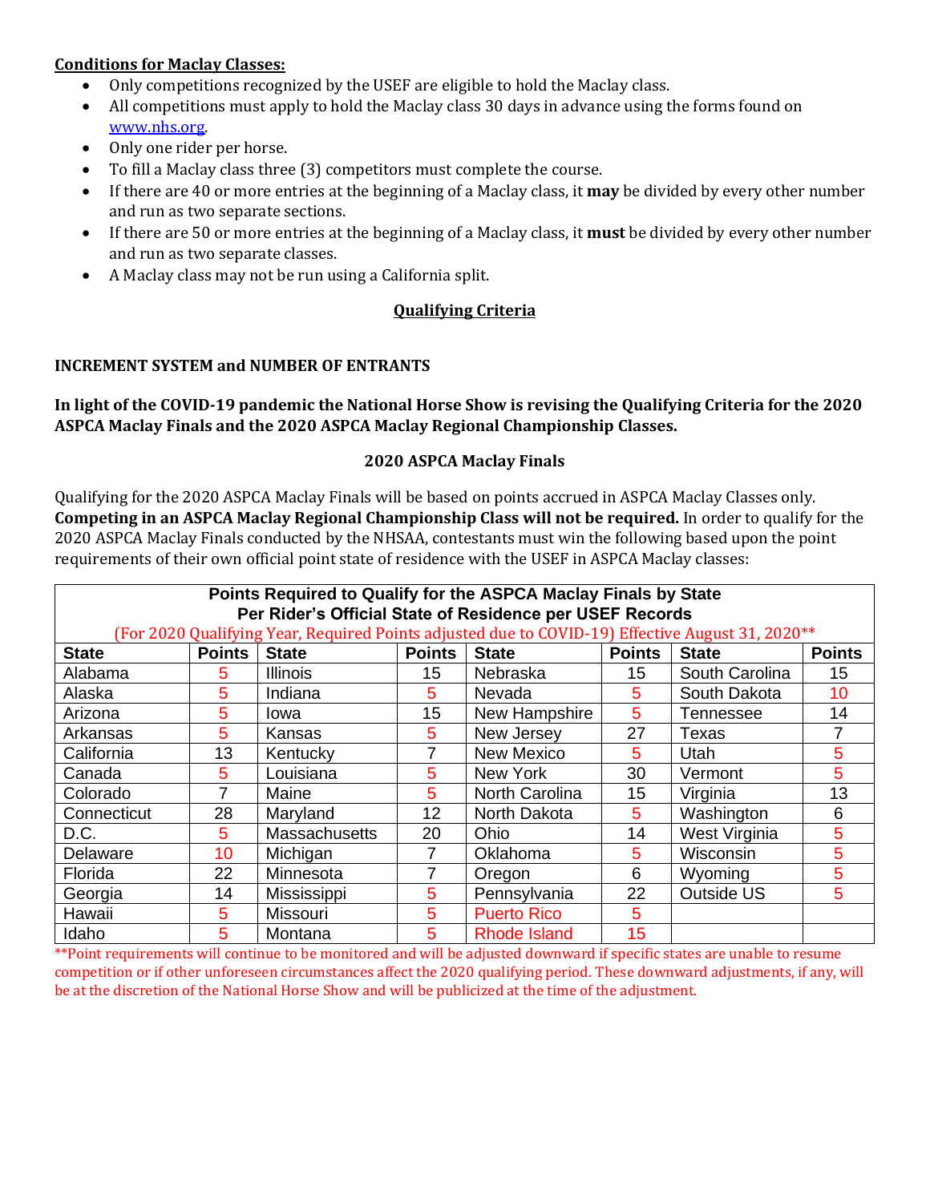**<u>Conditions for Maclay Classes:</u>**

- Only competitions recognized by the USEF are eligible to hold the Maclay class.
- All competitions must apply to hold the Maclay class 30 days in advance using the forms found on www.nhs.org.
- Only one rider per horse.
- To fill a Maclay class three (3) competitors must complete the course.
- If there are 40 or more entries at the beginning of a Maclay class, it **may** be divided by every other number and run as two separate sections.
- If there are 50 or more entries at the beginning of a Maclay class, it **must** be divided by every other number and run as two separate classes.
- A Maclay class may not be run using a California split.

## Qualifying Criteria

**INCREMENT SYSTEM and NUMBER OF ENTRANTS**

**In light of the COVID-19 pandemic the National Horse Show is revising the Qualifying Criteria for the 2020 ASPCA Maclay Finals and the 2020 ASPCA Maclay Regional Championship Classes.**

**2020 ASPCA Maclay Finals**

Qualifying for the 2020 ASPCA Maclay Finals will be based on points accrued in ASPCA Maclay Classes only. **Competing in an ASPCA Maclay Regional Championship Class will not be required.** In order to qualify for the 2020 ASPCA Maclay Finals conducted by the NHSAA, contestants must win the following based upon the point requirements of their own official point state of residence with the USEF in ASPCA Maclay classes:

**Points Required to Qualify for the ASPCA Maclay Finals by State**
**Per Rider's Official State of Residence per USEF Records**
(For 2020 Qualifying Year, Required Points adjusted due to COVID-19) Effective August 31, 2020**

| State | Points | State | Points | State | Points | State | Points |
|---|---|---|---|---|---|---|---|
| Alabama | 5 | Illinois | 15 | Nebraska | 15 | South Carolina | 15 |
| Alaska | 5 | Indiana | 5 | Nevada | 5 | South Dakota | 10 |
| Arizona | 5 | Iowa | 15 | New Hampshire | 5 | Tennessee | 14 |
| Arkansas | 5 | Kansas | 5 | New Jersey | 27 | Texas | 7 |
| California | 13 | Kentucky | 7 | New Mexico | 5 | Utah | 5 |
| Canada | 5 | Louisiana | 5 | New York | 30 | Vermont | 5 |
| Colorado | 7 | Maine | 5 | North Carolina | 15 | Virginia | 13 |
| Connecticut | 28 | Maryland | 12 | North Dakota | 5 | Washington | 6 |
| D.C. | 5 | Massachusetts | 20 | Ohio | 14 | West Virginia | 5 |
| Delaware | 10 | Michigan | 7 | Oklahoma | 5 | Wisconsin | 5 |
| Florida | 22 | Minnesota | 7 | Oregon | 6 | Wyoming | 5 |
| Georgia | 14 | Mississippi | 5 | Pennsylvania | 22 | Outside US | 5 |
| Hawaii | 5 | Missouri | 5 | Puerto Rico | 5 | | |
| Idaho | 5 | Montana | 5 | Rhode Island | 15 | | |

**Point requirements will continue to be monitored and will be adjusted downward if specific states are unable to resume competition or if other unforeseen circumstances affect the 2020 qualifying period. These downward adjustments, if any, will be at the discretion of the National Horse Show and will be publicized at the time of the adjustment.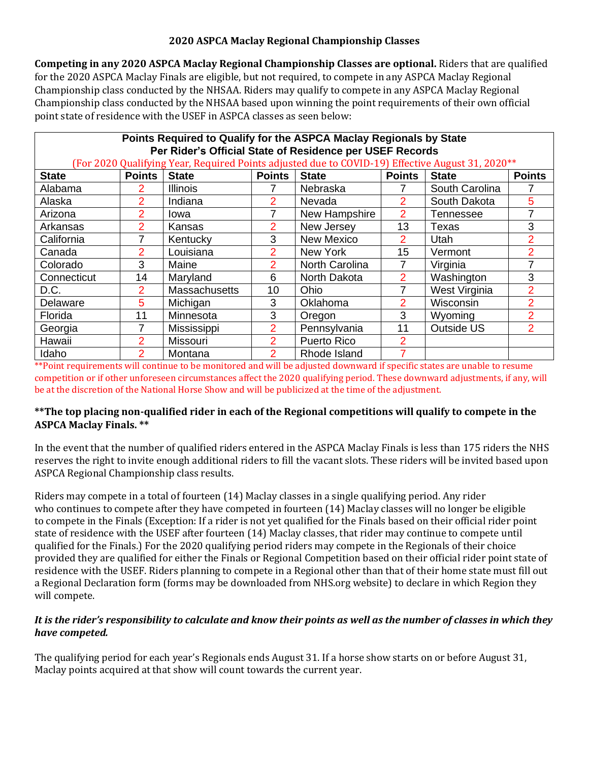**2020 ASPCA Maclay Regional Championship Classes**

**Competing in any 2020 ASPCA Maclay Regional Championship Classes are optional.** Riders that are qualified for the 2020 ASPCA Maclay Finals are eligible, but not required, to compete in any ASPCA Maclay Regional Championship class conducted by the NHSAA. Riders may qualify to compete in any ASPCA Maclay Regional Championship class conducted by the NHSAA based upon winning the point requirements of their own official point state of residence with the USEF in ASPCA classes as seen below:

**Points Required to Qualify for the ASPCA Maclay Regionals by State**
**Per Rider's Official State of Residence per USEF Records**
(For 2020 Qualifying Year, Required Points adjusted due to COVID-19) Effective August 31, 2020**

| State | Points | State | Points | State | Points | State | Points |
|---|---|---|---|---|---|---|---|
| Alabama | 2 | Illinois | 7 | Nebraska | 7 | South Carolina | 7 |
| Alaska | 2 | Indiana | 2 | Nevada | 2 | South Dakota | 5 |
| Arizona | 2 | Iowa | 7 | New Hampshire | 2 | Tennessee | 7 |
| Arkansas | 2 | Kansas | 2 | New Jersey | 13 | Texas | 3 |
| California | 7 | Kentucky | 3 | New Mexico | 2 | Utah | 2 |
| Canada | 2 | Louisiana | 2 | New York | 15 | Vermont | 2 |
| Colorado | 3 | Maine | 2 | North Carolina | 7 | Virginia | 7 |
| Connecticut | 14 | Maryland | 6 | North Dakota | 2 | Washington | 3 |
| D.C. | 2 | Massachusetts | 10 | Ohio | 7 | West Virginia | 2 |
| Delaware | 5 | Michigan | 3 | Oklahoma | 2 | Wisconsin | 2 |
| Florida | 11 | Minnesota | 3 | Oregon | 3 | Wyoming | 2 |
| Georgia | 7 | Mississippi | 2 | Pennsylvania | 11 | Outside US | 2 |
| Hawaii | 2 | Missouri | 2 | Puerto Rico | 2 | | |
| Idaho | 2 | Montana | 2 | Rhode Island | 7 | | |

**Point requirements will continue to be monitored and will be adjusted downward if specific states are unable to resume competition or if other unforeseen circumstances affect the 2020 qualifying period. These downward adjustments, if any, will be at the discretion of the National Horse Show and will be publicized at the time of the adjustment.

**\*\*The top placing non-qualified rider in each of the Regional competitions will qualify to compete in the ASPCA Maclay Finals. \*\***

In the event that the number of qualified riders entered in the ASPCA Maclay Finals is less than 175 riders the NHS reserves the right to invite enough additional riders to fill the vacant slots. These riders will be invited based upon ASPCA Regional Championship class results.

Riders may compete in a total of fourteen (14) Maclay classes in a single qualifying period. Any rider who continues to compete after they have competed in fourteen (14) Maclay classes will no longer be eligible to compete in the Finals (Exception: If a rider is not yet qualified for the Finals based on their official rider point state of residence with the USEF after fourteen (14) Maclay classes, that rider may continue to compete until qualified for the Finals.) For the 2020 qualifying period riders may compete in the Regionals of their choice provided they are qualified for either the Finals or Regional Competition based on their official rider point state of residence with the USEF. Riders planning to compete in a Regional other than that of their home state must fill out a Regional Declaration form (forms may be downloaded from NHS.org website) to declare in which Region they will compete.

***It is the rider's responsibility to calculate and know their points as well as the number of classes in which they have competed.***

The qualifying period for each year's Regionals ends August 31. If a horse show starts on or before August 31, Maclay points acquired at that show will count towards the current year.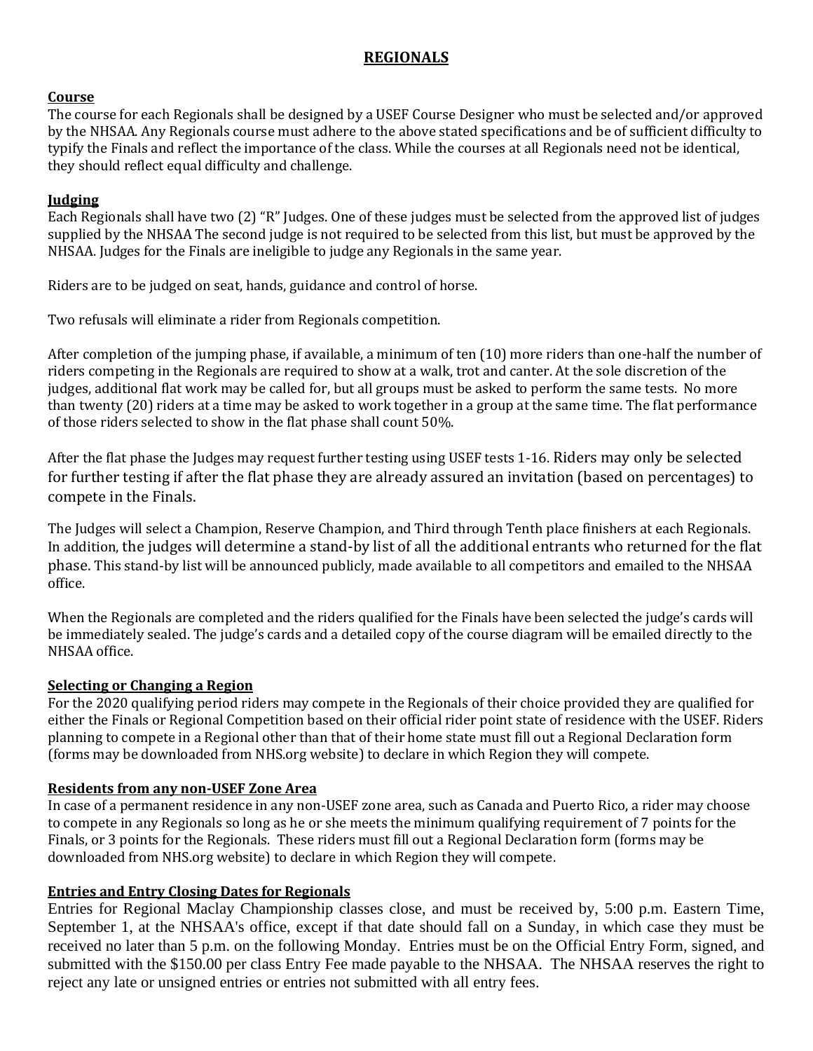## REGIONALS

### Course

The course for each Regionals shall be designed by a USEF Course Designer who must be selected and/or approved by the NHSAA. Any Regionals course must adhere to the above stated specifications and be of sufficient difficulty to typify the Finals and reflect the importance of the class. While the courses at all Regionals need not be identical, they should reflect equal difficulty and challenge.

### Judging

Each Regionals shall have two (2) "R" Judges. One of these judges must be selected from the approved list of judges supplied by the NHSAA The second judge is not required to be selected from this list, but must be approved by the NHSAA. Judges for the Finals are ineligible to judge any Regionals in the same year.

Riders are to be judged on seat, hands, guidance and control of horse.

Two refusals will eliminate a rider from Regionals competition.

After completion of the jumping phase, if available, a minimum of ten (10) more riders than one-half the number of riders competing in the Regionals are required to show at a walk, trot and canter. At the sole discretion of the judges, additional flat work may be called for, but all groups must be asked to perform the same tests. No more than twenty (20) riders at a time may be asked to work together in a group at the same time. The flat performance of those riders selected to show in the flat phase shall count 50%.

After the flat phase the Judges may request further testing using USEF tests 1-16. Riders may only be selected for further testing if after the flat phase they are already assured an invitation (based on percentages) to compete in the Finals.

The Judges will select a Champion, Reserve Champion, and Third through Tenth place finishers at each Regionals. In addition, the judges will determine a stand-by list of all the additional entrants who returned for the flat phase. This stand-by list will be announced publicly, made available to all competitors and emailed to the NHSAA office.

When the Regionals are completed and the riders qualified for the Finals have been selected the judge's cards will be immediately sealed. The judge's cards and a detailed copy of the course diagram will be emailed directly to the NHSAA office.

### Selecting or Changing a Region

For the 2020 qualifying period riders may compete in the Regionals of their choice provided they are qualified for either the Finals or Regional Competition based on their official rider point state of residence with the USEF. Riders planning to compete in a Regional other than that of their home state must fill out a Regional Declaration form (forms may be downloaded from NHS.org website) to declare in which Region they will compete.

### Residents from any non-USEF Zone Area

In case of a permanent residence in any non-USEF zone area, such as Canada and Puerto Rico, a rider may choose to compete in any Regionals so long as he or she meets the minimum qualifying requirement of 7 points for the Finals, or 3 points for the Regionals. These riders must fill out a Regional Declaration form (forms may be downloaded from NHS.org website) to declare in which Region they will compete.

### Entries and Entry Closing Dates for Regionals

Entries for Regional Maclay Championship classes close, and must be received by, 5:00 p.m. Eastern Time, September 1, at the NHSAA's office, except if that date should fall on a Sunday, in which case they must be received no later than 5 p.m. on the following Monday. Entries must be on the Official Entry Form, signed, and submitted with the $150.00 per class Entry Fee made payable to the NHSAA. The NHSAA reserves the right to reject any late or unsigned entries or entries not submitted with all entry fees.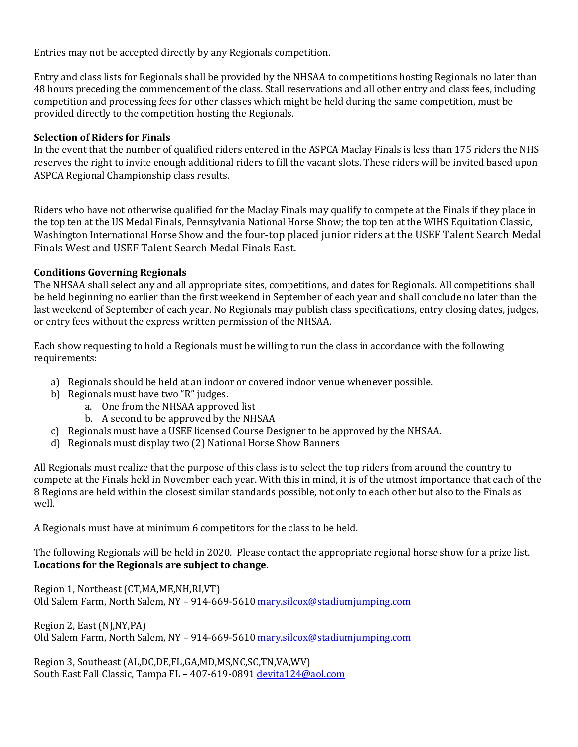Entries may not be accepted directly by any Regionals competition.

Entry and class lists for Regionals shall be provided by the NHSAA to competitions hosting Regionals no later than 48 hours preceding the commencement of the class. Stall reservations and all other entry and class fees, including competition and processing fees for other classes which might be held during the same competition, must be provided directly to the competition hosting the Regionals.

**Selection of Riders for Finals**

In the event that the number of qualified riders entered in the ASPCA Maclay Finals is less than 175 riders the NHS reserves the right to invite enough additional riders to fill the vacant slots. These riders will be invited based upon ASPCA Regional Championship class results.

Riders who have not otherwise qualified for the Maclay Finals may qualify to compete at the Finals if they place in the top ten at the US Medal Finals, Pennsylvania National Horse Show; the top ten at the WIHS Equitation Classic, Washington International Horse Show and the four-top placed junior riders at the USEF Talent Search Medal Finals West and USEF Talent Search Medal Finals East.

**Conditions Governing Regionals**

The NHSAA shall select any and all appropriate sites, competitions, and dates for Regionals. All competitions shall be held beginning no earlier than the first weekend in September of each year and shall conclude no later than the last weekend of September of each year. No Regionals may publish class specifications, entry closing dates, judges, or entry fees without the express written permission of the NHSAA.

Each show requesting to hold a Regionals must be willing to run the class in accordance with the following requirements:

a) Regionals should be held at an indoor or covered indoor venue whenever possible.
b) Regionals must have two "R" judges.
    a. One from the NHSAA approved list
    b. A second to be approved by the NHSAA
c) Regionals must have a USEF licensed Course Designer to be approved by the NHSAA.
d) Regionals must display two (2) National Horse Show Banners

All Regionals must realize that the purpose of this class is to select the top riders from around the country to compete at the Finals held in November each year. With this in mind, it is of the utmost importance that each of the 8 Regions are held within the closest similar standards possible, not only to each other but also to the Finals as well.

A Regionals must have at minimum 6 competitors for the class to be held.

The following Regionals will be held in 2020. Please contact the appropriate regional horse show for a prize list. **Locations for the Regionals are subject to change.**

Region 1, Northeast (CT,MA,ME,NH,RI,VT)
Old Salem Farm, North Salem, NY – 914-669-5610 mary.silcox@stadiumjumping.com

Region 2, East (NJ,NY,PA)
Old Salem Farm, North Salem, NY – 914-669-5610 mary.silcox@stadiumjumping.com

Region 3, Southeast (AL,DC,DE,FL,GA,MD,MS,NC,SC,TN,VA,WV)
South East Fall Classic, Tampa FL – 407-619-0891 devita124@aol.com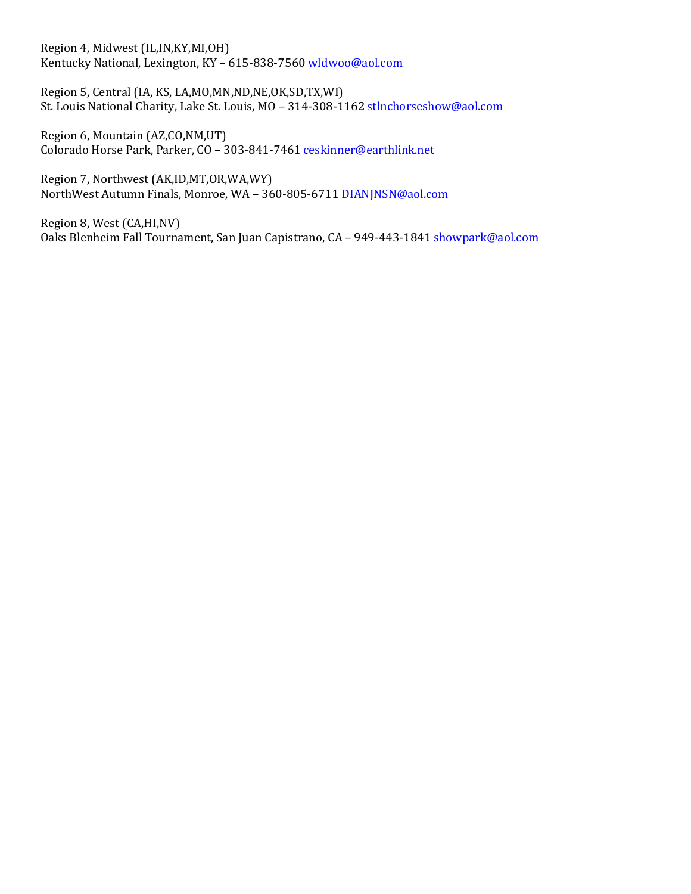Region 4, Midwest (IL,IN,KY,MI,OH)
Kentucky National, Lexington, KY – 615-838-7560 wldwoo@aol.com

Region 5, Central (IA, KS, LA,MO,MN,ND,NE,OK,SD,TX,WI)
St. Louis National Charity, Lake St. Louis, MO – 314-308-1162 stlnchorseshow@aol.com

Region 6, Mountain (AZ,CO,NM,UT)
Colorado Horse Park, Parker, CO – 303-841-7461 ceskinner@earthlink.net

Region 7, Northwest (AK,ID,MT,OR,WA,WY)
NorthWest Autumn Finals, Monroe, WA – 360-805-6711 DIANJNSN@aol.com

Region 8, West (CA,HI,NV)
Oaks Blenheim Fall Tournament, San Juan Capistrano, CA – 949-443-1841 showpark@aol.com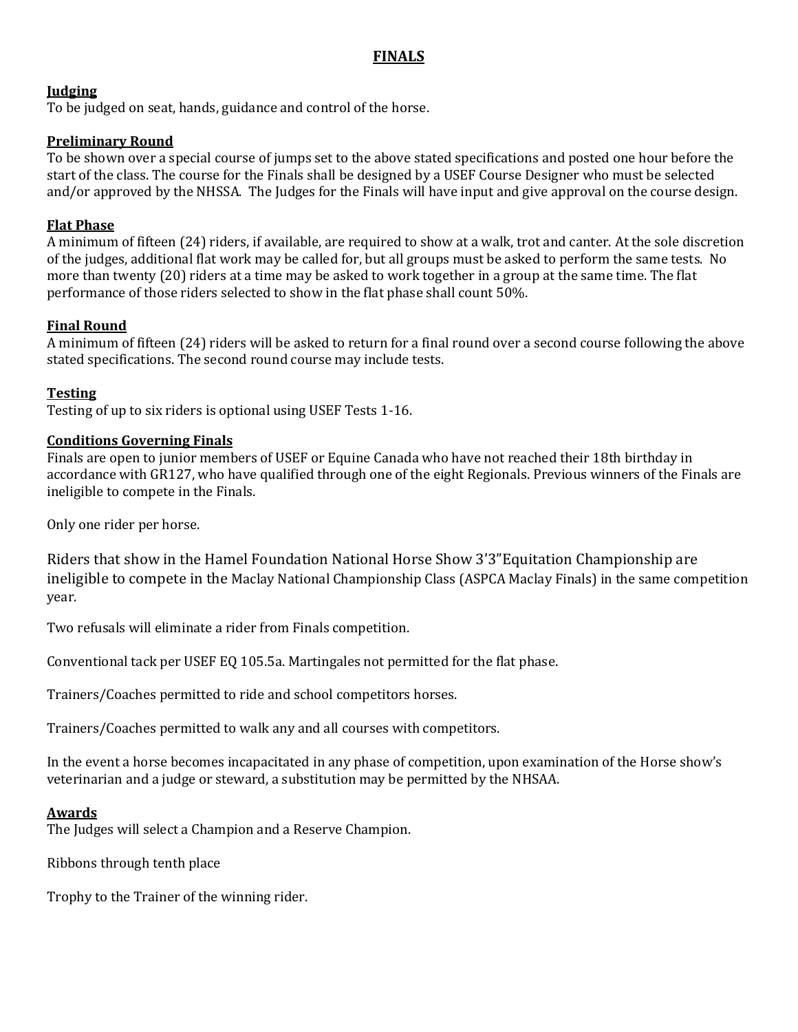# FINALS

**Judging**
To be judged on seat, hands, guidance and control of the horse.

**Preliminary Round**
To be shown over a special course of jumps set to the above stated specifications and posted one hour before the start of the class. The course for the Finals shall be designed by a USEF Course Designer who must be selected and/or approved by the NHSSA. The Judges for the Finals will have input and give approval on the course design.

**Flat Phase**
A minimum of fifteen (24) riders, if available, are required to show at a walk, trot and canter. At the sole discretion of the judges, additional flat work may be called for, but all groups must be asked to perform the same tests. No more than twenty (20) riders at a time may be asked to work together in a group at the same time. The flat performance of those riders selected to show in the flat phase shall count 50%.

**Final Round**
A minimum of fifteen (24) riders will be asked to return for a final round over a second course following the above stated specifications. The second round course may include tests.

**Testing**
Testing of up to six riders is optional using USEF Tests 1-16.

**Conditions Governing Finals**
Finals are open to junior members of USEF or Equine Canada who have not reached their 18th birthday in accordance with GR127, who have qualified through one of the eight Regionals. Previous winners of the Finals are ineligible to compete in the Finals.

Only one rider per horse.

Riders that show in the Hamel Foundation National Horse Show 3'3"Equitation Championship are ineligible to compete in the Maclay National Championship Class (ASPCA Maclay Finals) in the same competition year.

Two refusals will eliminate a rider from Finals competition.

Conventional tack per USEF EQ 105.5a. Martingales not permitted for the flat phase.

Trainers/Coaches permitted to ride and school competitors horses.

Trainers/Coaches permitted to walk any and all courses with competitors.

In the event a horse becomes incapacitated in any phase of competition, upon examination of the Horse show's veterinarian and a judge or steward, a substitution may be permitted by the NHSAA.

**Awards**
The Judges will select a Champion and a Reserve Champion.

Ribbons through tenth place

Trophy to the Trainer of the winning rider.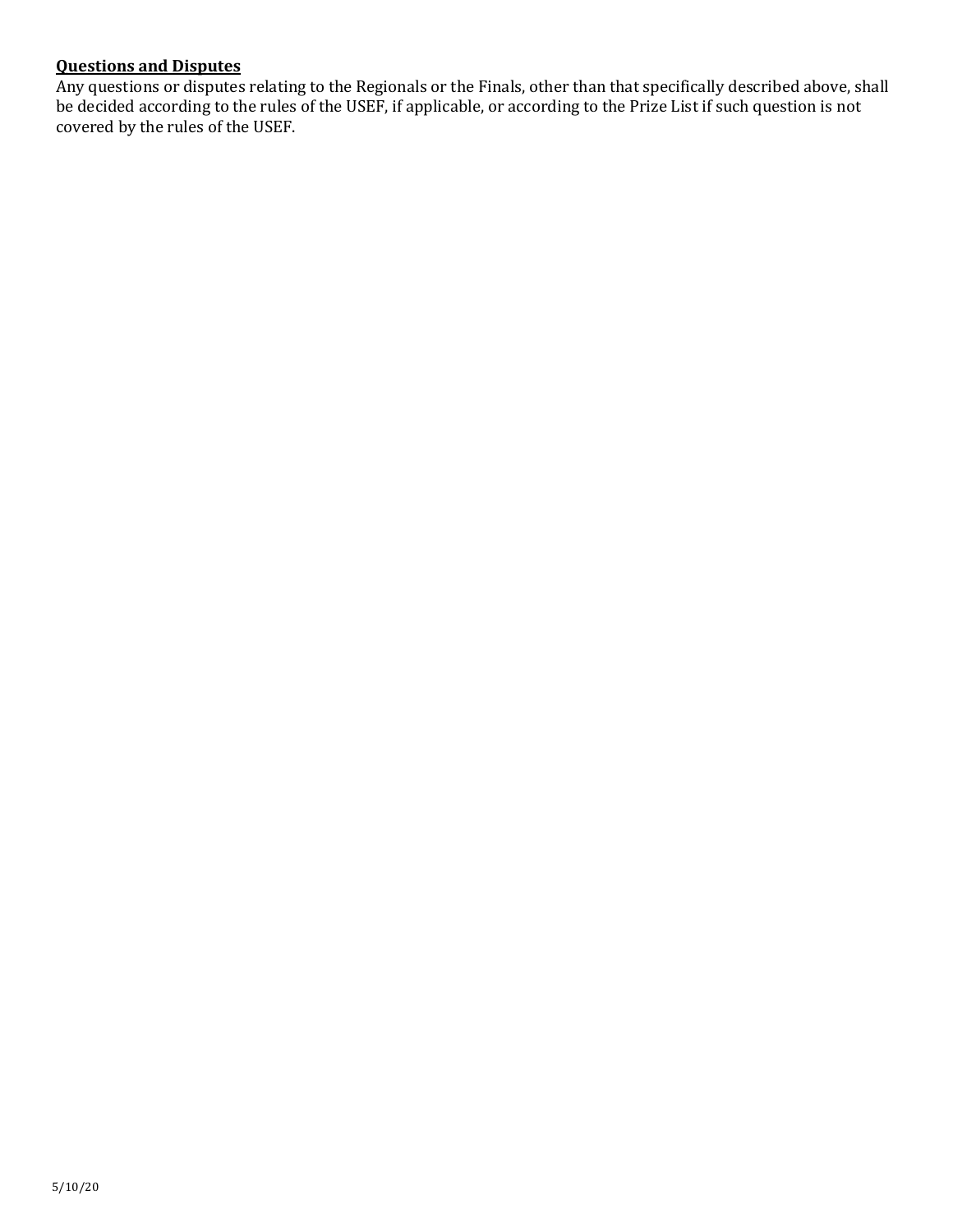**Questions and Disputes**

Any questions or disputes relating to the Regionals or the Finals, other than that specifically described above, shall be decided according to the rules of the USEF, if applicable, or according to the Prize List if such question is not covered by the rules of the USEF.

5/10/20